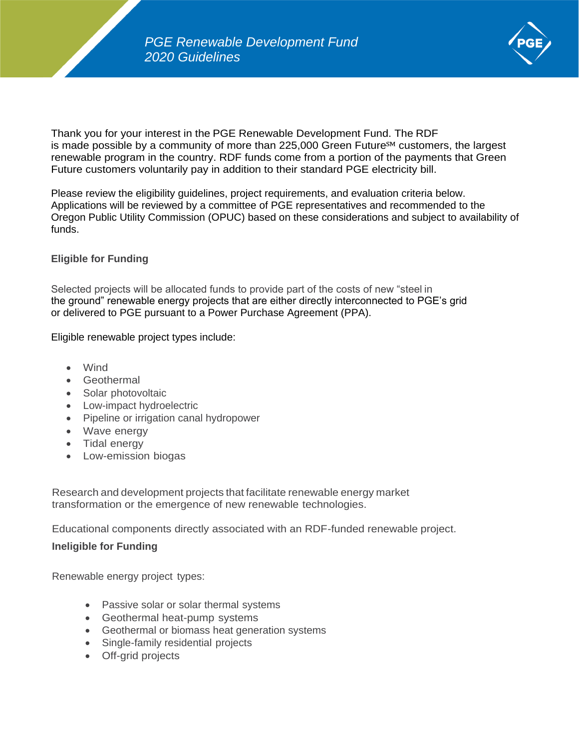# *PGE Renewable Development Fund 2020 Guidelines*

Thank you for your interest in the PGE Renewable Development Fund. The RDF is made possible by a community of more than 225,000 Green Future℠ customers, the largest renewable program in the country. RDF funds come from a portion of the payments that Green Future customers voluntarily pay in addition to their standard PGE electricity bill.

Please review the eligibility guidelines, project requirements, and evaluation criteria below. Applications will be reviewed by a committee of PGE representatives and recommended to the Oregon Public Utility Commission (OPUC) based on these considerations and subject to availability of funds.

## Eligible for Funding

Selected projects will be allocated funds to provide part of the costs of new "steel in the ground" renewable energy projects that are either directly interconnected to PGE's grid or delivered to PGE pursuant to a Power Purchase Agreement (PPA).

Eligible renewable project types include:

- Wind
- Geothermal
- Solar photovoltaic
- Low-impact hydroelectric
- Pipeline or irrigation canal hydropower
- Wave energy
- Tidal energy
- Low-emission biogas

Research and development projects that facilitate renewable energy market transformation or the emergence of new renewable technologies.

Educational components directly associated with an RDF-funded renewable project.

## Ineligible for Funding

Renewable energy project types:

- Passive solar or solar thermal systems
- Geothermal heat-pump systems
- Geothermal or biomass heat generation systems
- Single-family residential projects
- Off-grid projects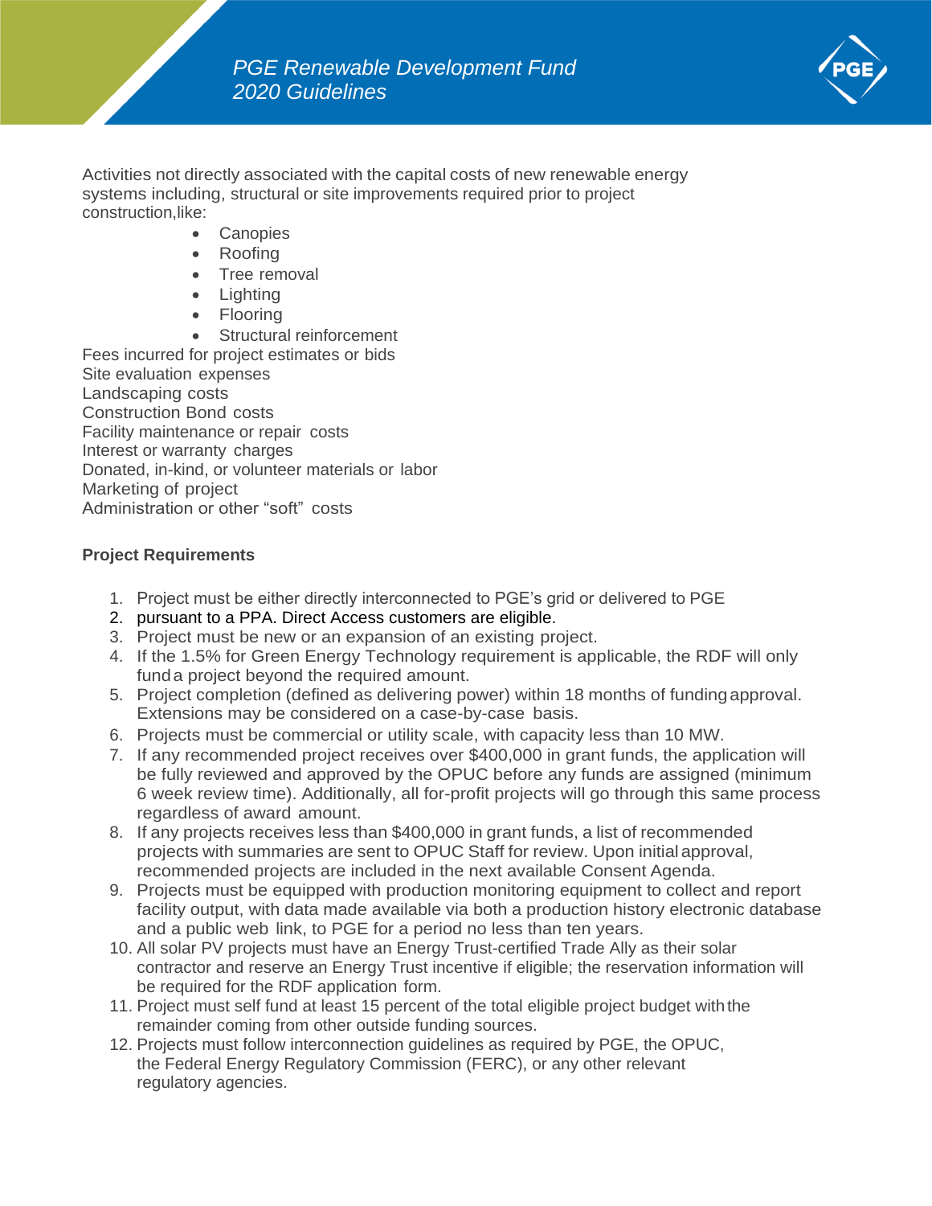Activities not directly associated with the capital costs of new renewable energy systems including, structural or site improvements required prior to project construction,like:

- Canopies
- Roofing
- Tree removal
- Lighting
- Flooring
- Structural reinforcement

Fees incurred for project estimates or bids
Site evaluation expenses
Landscaping costs
Construction Bond costs
Facility maintenance or repair costs
Interest or warranty charges
Donated, in-kind, or volunteer materials or labor
Marketing of project
Administration or other “soft” costs

**Project Requirements**

1. Project must be either directly interconnected to PGE’s grid or delivered to PGE
2. pursuant to a PPA. Direct Access customers are eligible.
3. Project must be new or an expansion of an existing project.
4. If the 1.5% for Green Energy Technology requirement is applicable, the RDF will only fund a project beyond the required amount.
5. Project completion (defined as delivering power) within 18 months of funding approval. Extensions may be considered on a case-by-case basis.
6. Projects must be commercial or utility scale, with capacity less than 10 MW.
7. If any recommended project receives over $400,000 in grant funds, the application will be fully reviewed and approved by the OPUC before any funds are assigned (minimum 6 week review time). Additionally, all for-profit projects will go through this same process regardless of award amount.
8. If any projects receives less than $400,000 in grant funds, a list of recommended projects with summaries are sent to OPUC Staff for review. Upon initial approval, recommended projects are included in the next available Consent Agenda.
9. Projects must be equipped with production monitoring equipment to collect and report facility output, with data made available via both a production history electronic database and a public web link, to PGE for a period no less than ten years.
10. All solar PV projects must have an Energy Trust-certified Trade Ally as their solar contractor and reserve an Energy Trust incentive if eligible; the reservation information will be required for the RDF application form.
11. Project must self fund at least 15 percent of the total eligible project budget with the remainder coming from other outside funding sources.
12. Projects must follow interconnection guidelines as required by PGE, the OPUC, the Federal Energy Regulatory Commission (FERC), or any other relevant regulatory agencies.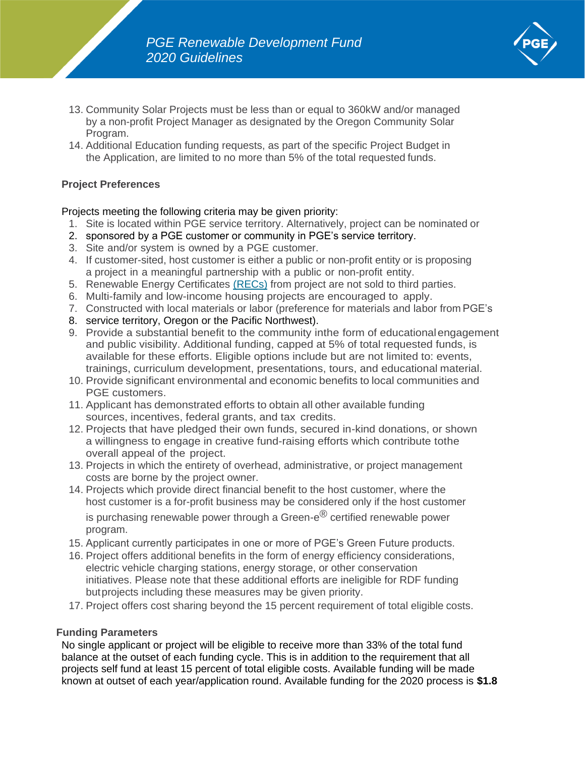13. Community Solar Projects must be less than or equal to 360kW and/or managed by a non-profit Project Manager as designated by the Oregon Community Solar Program.
14. Additional Education funding requests, as part of the specific Project Budget in the Application, are limited to no more than 5% of the total requested funds.

**Project Preferences**

Projects meeting the following criteria may be given priority:

1. Site is located within PGE service territory. Alternatively, project can be nominated or
2. sponsored by a PGE customer or community in PGE's service territory.
3. Site and/or system is owned by a PGE customer.
4. If customer-sited, host customer is either a public or non-profit entity or is proposing a project in a meaningful partnership with a public or non-profit entity.
5. Renewable Energy Certificates (RECs) from project are not sold to third parties.
6. Multi-family and low-income housing projects are encouraged to apply.
7. Constructed with local materials or labor (preference for materials and labor from PGE's
8. service territory, Oregon or the Pacific Northwest).
9. Provide a substantial benefit to the community inthe form of educational engagement and public visibility. Additional funding, capped at 5% of total requested funds, is available for these efforts. Eligible options include but are not limited to: events, trainings, curriculum development, presentations, tours, and educational material.
10. Provide significant environmental and economic benefits to local communities and PGE customers.
11. Applicant has demonstrated efforts to obtain all other available funding sources, incentives, federal grants, and tax credits.
12. Projects that have pledged their own funds, secured in-kind donations, or shown a willingness to engage in creative fund-raising efforts which contribute tothe overall appeal of the project.
13. Projects in which the entirety of overhead, administrative, or project management costs are borne by the project owner.
14. Projects which provide direct financial benefit to the host customer, where the host customer is a for-profit business may be considered only if the host customer is purchasing renewable power through a Green-e® certified renewable power program.
15. Applicant currently participates in one or more of PGE's Green Future products.
16. Project offers additional benefits in the form of energy efficiency considerations, electric vehicle charging stations, energy storage, or other conservation initiatives. Please note that these additional efforts are ineligible for RDF funding butprojects including these measures may be given priority.
17. Project offers cost sharing beyond the 15 percent requirement of total eligible costs.

**Funding Parameters**

No single applicant or project will be eligible to receive more than 33% of the total fund balance at the outset of each funding cycle. This is in addition to the requirement that all projects self fund at least 15 percent of total eligible costs. Available funding will be made known at outset of each year/application round. Available funding for the 2020 process is **$1.8**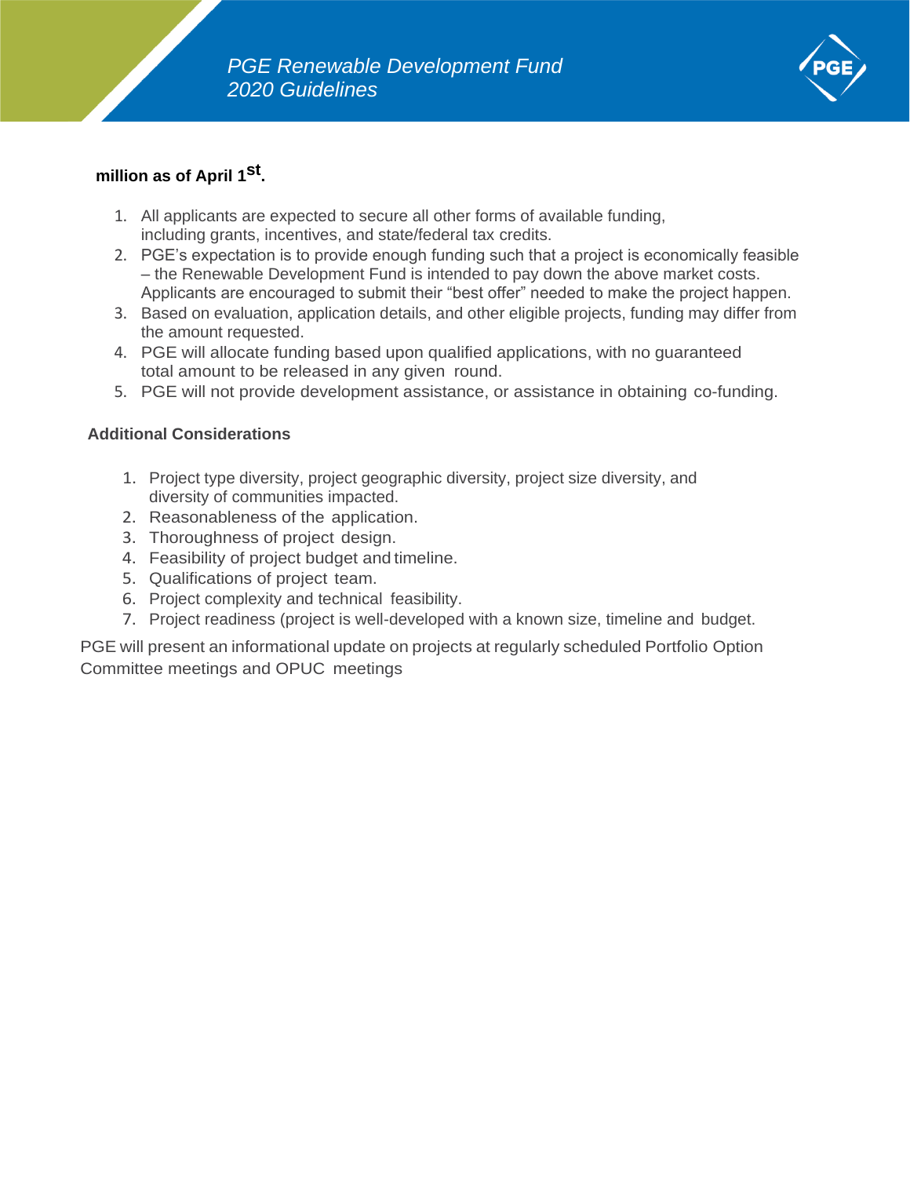**million as of April 1st.**

1. All applicants are expected to secure all other forms of available funding, including grants, incentives, and state/federal tax credits.
2. PGE's expectation is to provide enough funding such that a project is economically feasible – the Renewable Development Fund is intended to pay down the above market costs. Applicants are encouraged to submit their "best offer" needed to make the project happen.
3. Based on evaluation, application details, and other eligible projects, funding may differ from the amount requested.
4. PGE will allocate funding based upon qualified applications, with no guaranteed total amount to be released in any given round.
5. PGE will not provide development assistance, or assistance in obtaining co-funding.

**Additional Considerations**

1. Project type diversity, project geographic diversity, project size diversity, and diversity of communities impacted.
2. Reasonableness of the application.
3. Thoroughness of project design.
4. Feasibility of project budget and timeline.
5. Qualifications of project team.
6. Project complexity and technical feasibility.
7. Project readiness (project is well-developed with a known size, timeline and budget.

PGE will present an informational update on projects at regularly scheduled Portfolio Option Committee meetings and OPUC meetings